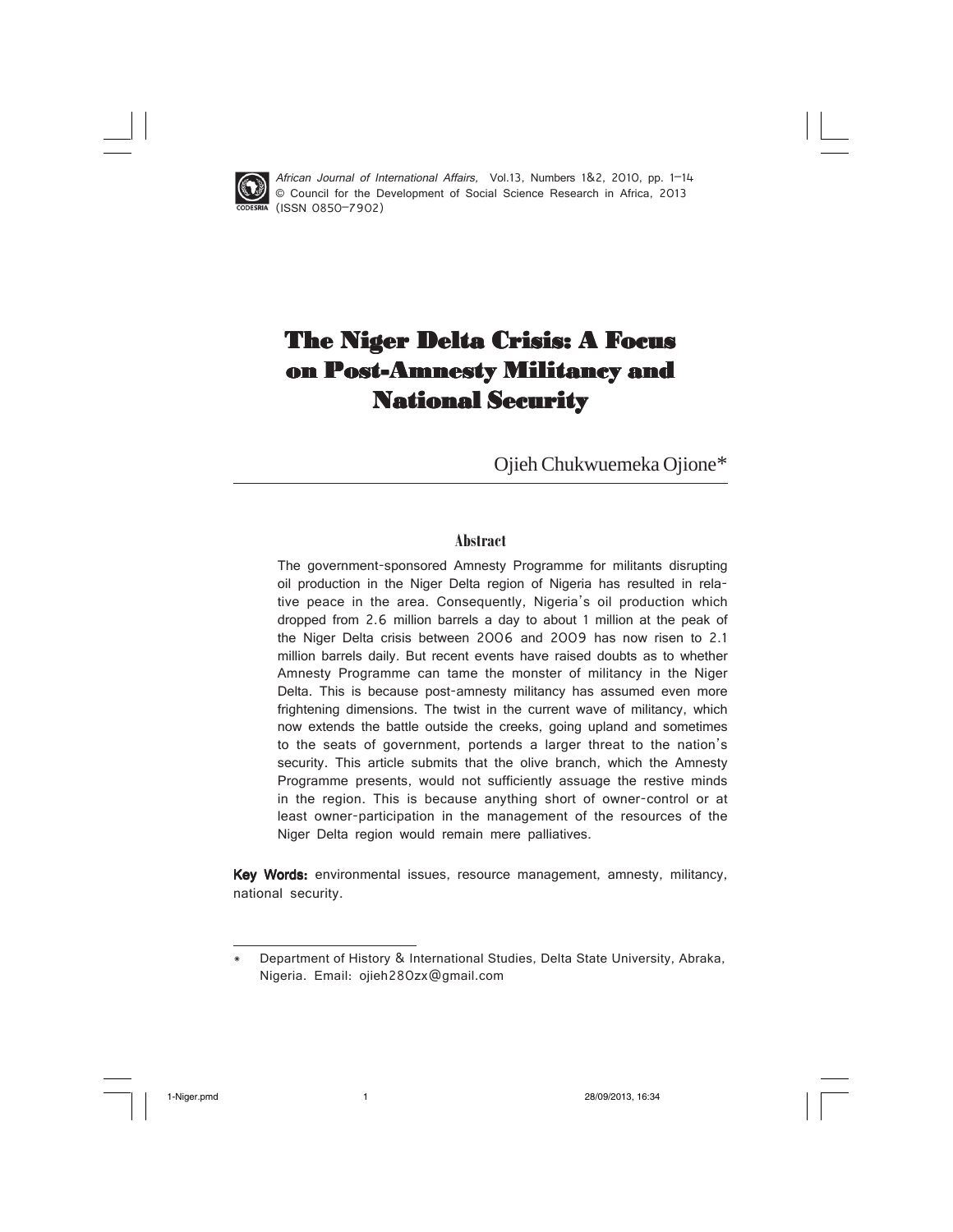# The Niger Delta Crisis: A Focus on Post-Amnesty Militancy and National Security

Ojieh Chukwuemeka Ojione*

## Abstract

The government-sponsored Amnesty Programme for militants disrupting oil production in the Niger Delta region of Nigeria has resulted in relative peace in the area. Consequently, Nigeria's oil production which dropped from 2.6 million barrels a day to about 1 million at the peak of the Niger Delta crisis between 2006 and 2009 has now risen to 2.1 million barrels daily. But recent events have raised doubts as to whether Amnesty Programme can tame the monster of militancy in the Niger Delta. This is because post-amnesty militancy has assumed even more frightening dimensions. The twist in the current wave of militancy, which now extends the battle outside the creeks, going upland and sometimes to the seats of government, portends a larger threat to the nation's security. This article submits that the olive branch, which the Amnesty Programme presents, would not sufficiently assuage the restive minds in the region. This is because anything short of owner-control or at least owner-participation in the management of the resources of the Niger Delta region would remain mere palliatives.

**Key Words:** environmental issues, resource management, amnesty, militancy, national security.

---

* Department of History & International Studies, Delta State University, Abraka, Nigeria. Email: ojieh280zx@gmail.com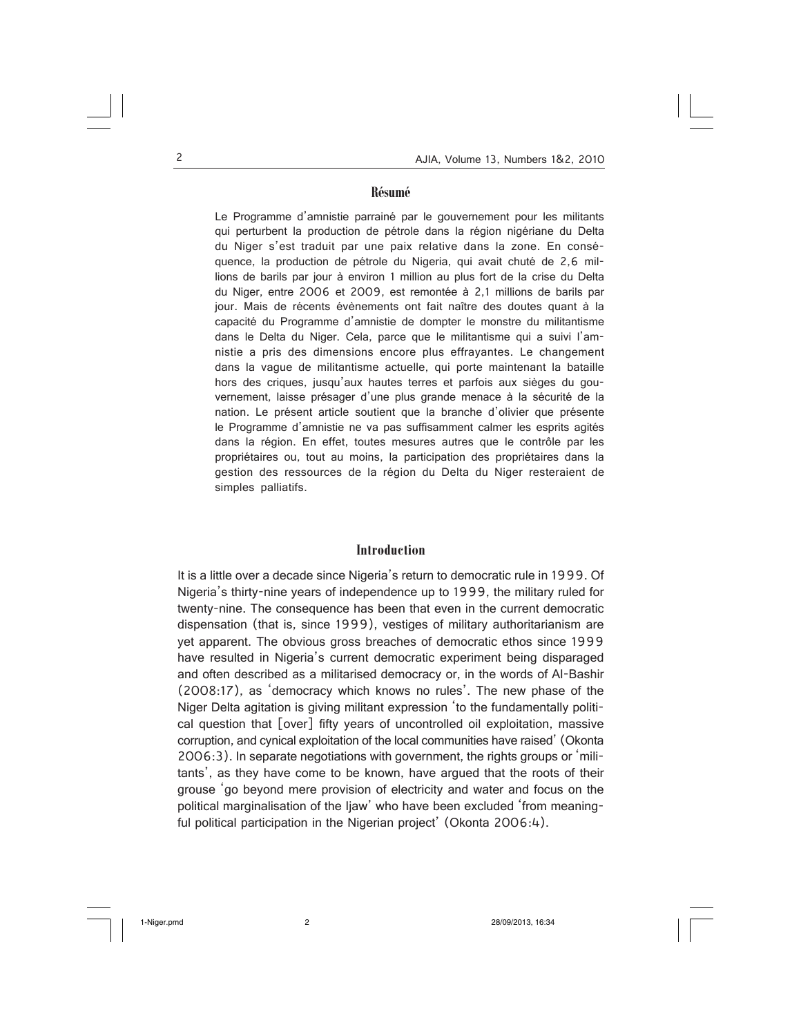## Résumé

Le Programme d'amnistie parrainé par le gouvernement pour les militants qui perturbent la production de pétrole dans la région nigériane du Delta du Niger s'est traduit par une paix relative dans la zone. En conséquence, la production de pétrole du Nigeria, qui avait chuté de 2,6 millions de barils par jour à environ 1 million au plus fort de la crise du Delta du Niger, entre 2006 et 2009, est remontée à 2,1 millions de barils par jour. Mais de récents évènements ont fait naître des doutes quant à la capacité du Programme d'amnistie de dompter le monstre du militantisme dans le Delta du Niger. Cela, parce que le militantisme qui a suivi l'amnistie a pris des dimensions encore plus effrayantes. Le changement dans la vague de militantisme actuelle, qui porte maintenant la bataille hors des criques, jusqu'aux hautes terres et parfois aux sièges du gouvernement, laisse présager d'une plus grande menace à la sécurité de la nation. Le présent article soutient que la branche d'olivier que présente le Programme d'amnistie ne va pas suffisamment calmer les esprits agités dans la région. En effet, toutes mesures autres que le contrôle par les propriétaires ou, tout au moins, la participation des propriétaires dans la gestion des ressources de la région du Delta du Niger resteraient de simples palliatifs.

## Introduction

It is a little over a decade since Nigeria's return to democratic rule in 1999. Of Nigeria's thirty-nine years of independence up to 1999, the military ruled for twenty-nine. The consequence has been that even in the current democratic dispensation (that is, since 1999), vestiges of military authoritarianism are yet apparent. The obvious gross breaches of democratic ethos since 1999 have resulted in Nigeria's current democratic experiment being disparaged and often described as a militarised democracy or, in the words of Al-Bashir (2008:17), as 'democracy which knows no rules'. The new phase of the Niger Delta agitation is giving militant expression 'to the fundamentally political question that [over] fifty years of uncontrolled oil exploitation, massive corruption, and cynical exploitation of the local communities have raised' (Okonta 2006:3). In separate negotiations with government, the rights groups or 'militants', as they have come to be known, have argued that the roots of their grouse 'go beyond mere provision of electricity and water and focus on the political marginalisation of the Ijaw' who have been excluded 'from meaningful political participation in the Nigerian project' (Okonta 2006:4).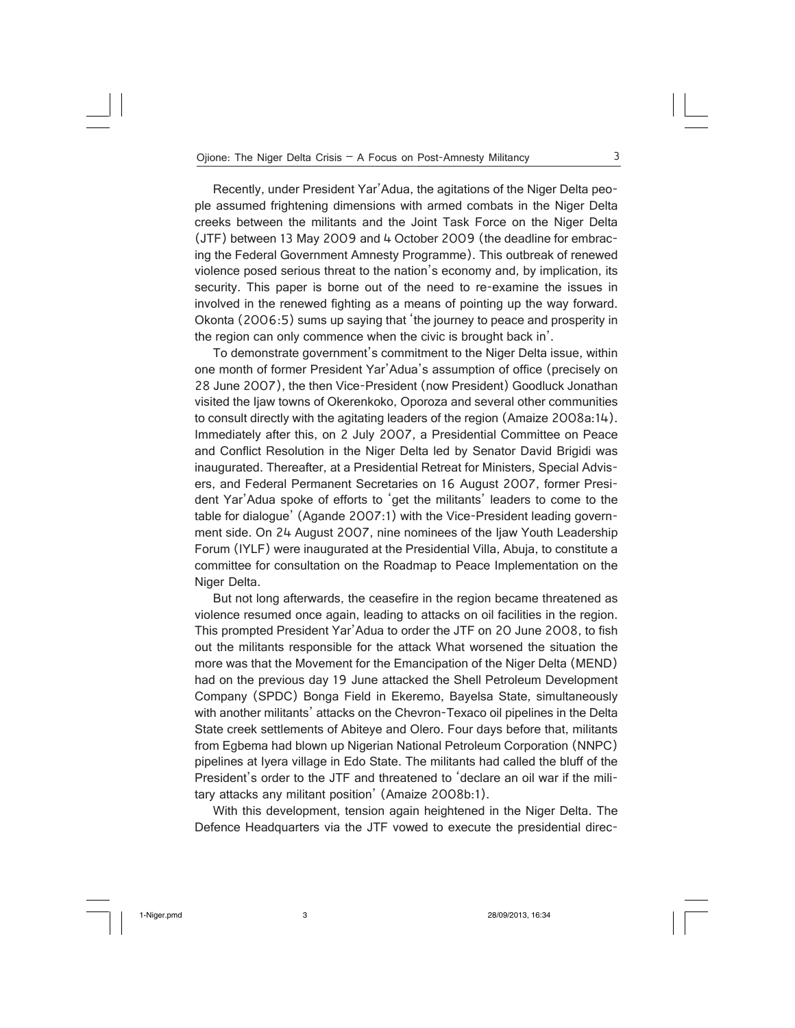Recently, under President Yar'Adua, the agitations of the Niger Delta people assumed frightening dimensions with armed combats in the Niger Delta creeks between the militants and the Joint Task Force on the Niger Delta (JTF) between 13 May 2009 and 4 October 2009 (the deadline for embracing the Federal Government Amnesty Programme). This outbreak of renewed violence posed serious threat to the nation's economy and, by implication, its security. This paper is borne out of the need to re-examine the issues in involved in the renewed fighting as a means of pointing up the way forward. Okonta (2006:5) sums up saying that 'the journey to peace and prosperity in the region can only commence when the civic is brought back in'.

To demonstrate government's commitment to the Niger Delta issue, within one month of former President Yar'Adua's assumption of office (precisely on 28 June 2007), the then Vice-President (now President) Goodluck Jonathan visited the Ijaw towns of Okerenkoko, Oporoza and several other communities to consult directly with the agitating leaders of the region (Amaize 2008a:14). Immediately after this, on 2 July 2007, a Presidential Committee on Peace and Conflict Resolution in the Niger Delta led by Senator David Brigidi was inaugurated. Thereafter, at a Presidential Retreat for Ministers, Special Advisers, and Federal Permanent Secretaries on 16 August 2007, former President Yar'Adua spoke of efforts to 'get the militants' leaders to come to the table for dialogue' (Agande 2007:1) with the Vice-President leading government side. On 24 August 2007, nine nominees of the Ijaw Youth Leadership Forum (IYLF) were inaugurated at the Presidential Villa, Abuja, to constitute a committee for consultation on the Roadmap to Peace Implementation on the Niger Delta.

But not long afterwards, the ceasefire in the region became threatened as violence resumed once again, leading to attacks on oil facilities in the region. This prompted President Yar'Adua to order the JTF on 20 June 2008, to fish out the militants responsible for the attack What worsened the situation the more was that the Movement for the Emancipation of the Niger Delta (MEND) had on the previous day 19 June attacked the Shell Petroleum Development Company (SPDC) Bonga Field in Ekeremo, Bayelsa State, simultaneously with another militants' attacks on the Chevron-Texaco oil pipelines in the Delta State creek settlements of Abiteye and Olero. Four days before that, militants from Egbema had blown up Nigerian National Petroleum Corporation (NNPC) pipelines at Iyera village in Edo State. The militants had called the bluff of the President's order to the JTF and threatened to 'declare an oil war if the military attacks any militant position' (Amaize 2008b:1).

With this development, tension again heightened in the Niger Delta. The Defence Headquarters via the JTF vowed to execute the presidential direc-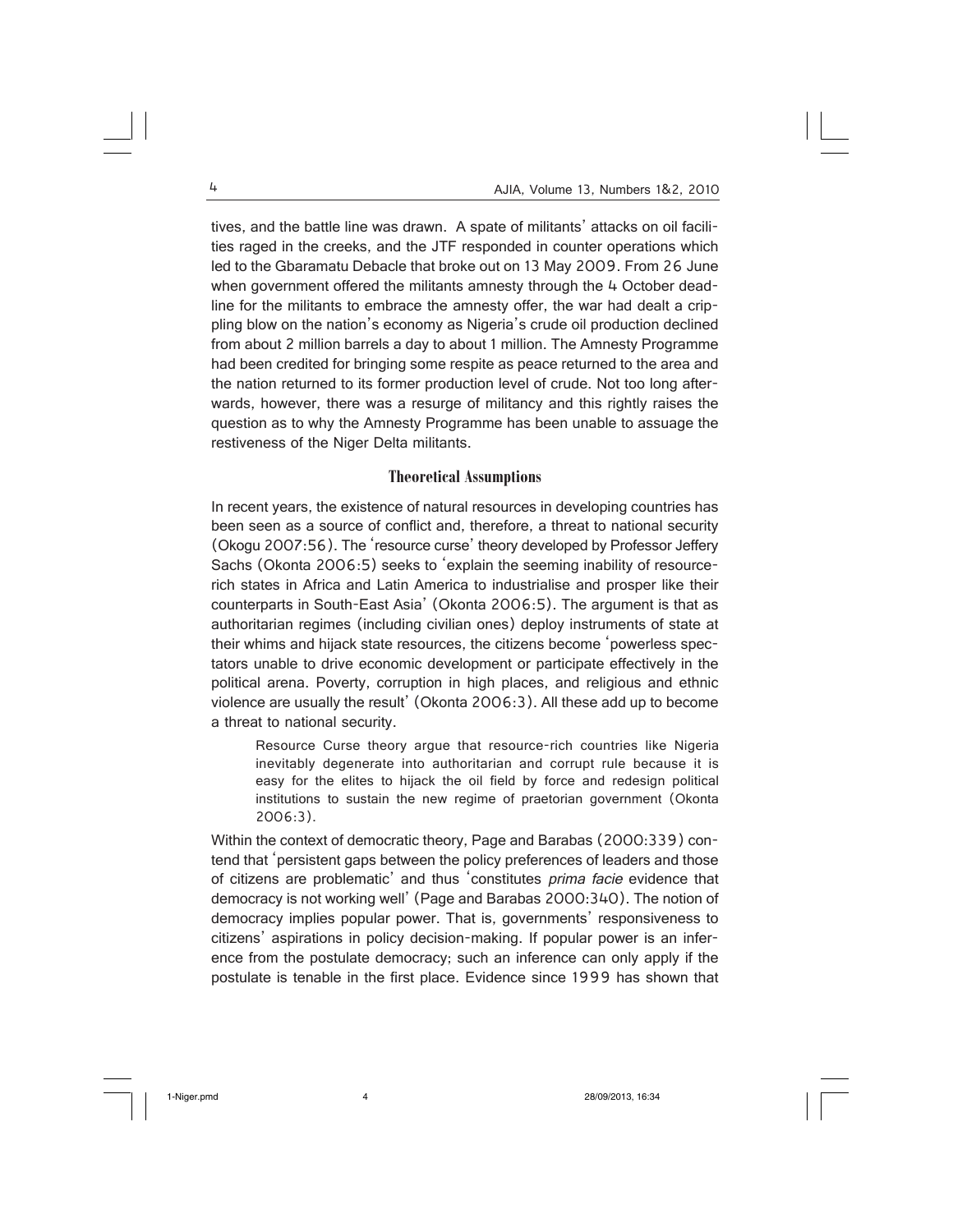tives, and the battle line was drawn. A spate of militants' attacks on oil facilities raged in the creeks, and the JTF responded in counter operations which led to the Gbaramatu Debacle that broke out on 13 May 2009. From 26 June when government offered the militants amnesty through the 4 October deadline for the militants to embrace the amnesty offer, the war had dealt a crippling blow on the nation's economy as Nigeria's crude oil production declined from about 2 million barrels a day to about 1 million. The Amnesty Programme had been credited for bringing some respite as peace returned to the area and the nation returned to its former production level of crude. Not too long afterwards, however, there was a resurge of militancy and this rightly raises the question as to why the Amnesty Programme has been unable to assuage the restiveness of the Niger Delta militants.

## Theoretical Assumptions

In recent years, the existence of natural resources in developing countries has been seen as a source of conflict and, therefore, a threat to national security (Okogu 2007:56). The 'resource curse' theory developed by Professor Jeffery Sachs (Okonta 2006:5) seeks to 'explain the seeming inability of resource-rich states in Africa and Latin America to industrialise and prosper like their counterparts in South-East Asia' (Okonta 2006:5). The argument is that as authoritarian regimes (including civilian ones) deploy instruments of state at their whims and hijack state resources, the citizens become 'powerless spectators unable to drive economic development or participate effectively in the political arena. Poverty, corruption in high places, and religious and ethnic violence are usually the result' (Okonta 2006:3). All these add up to become a threat to national security.

> Resource Curse theory argue that resource-rich countries like Nigeria inevitably degenerate into authoritarian and corrupt rule because it is easy for the elites to hijack the oil field by force and redesign political institutions to sustain the new regime of praetorian government (Okonta 2006:3).

Within the context of democratic theory, Page and Barabas (2000:339) contend that 'persistent gaps between the policy preferences of leaders and those of citizens are problematic' and thus 'constitutes *prima facie* evidence that democracy is not working well' (Page and Barabas 2000:340). The notion of democracy implies popular power. That is, governments' responsiveness to citizens' aspirations in policy decision-making. If popular power is an inference from the postulate democracy; such an inference can only apply if the postulate is tenable in the first place. Evidence since 1999 has shown that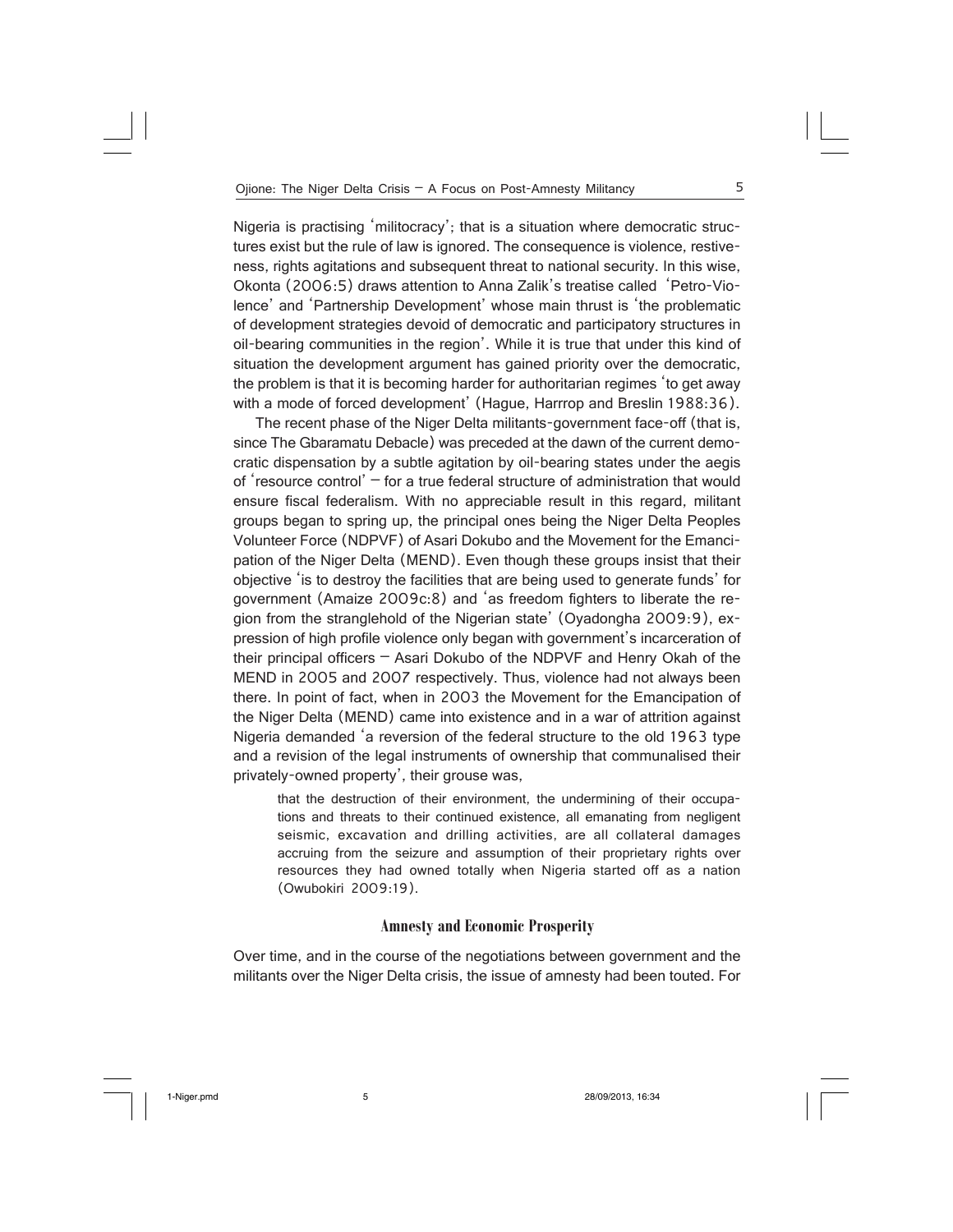Nigeria is practising 'militocracy'; that is a situation where democratic structures exist but the rule of law is ignored. The consequence is violence, restiveness, rights agitations and subsequent threat to national security. In this wise, Okonta (2006:5) draws attention to Anna Zalik's treatise called 'Petro-Violence' and 'Partnership Development' whose main thrust is 'the problematic of development strategies devoid of democratic and participatory structures in oil-bearing communities in the region'. While it is true that under this kind of situation the development argument has gained priority over the democratic, the problem is that it is becoming harder for authoritarian regimes 'to get away with a mode of forced development' (Hague, Harrrop and Breslin 1988:36).

The recent phase of the Niger Delta militants-government face-off (that is, since The Gbaramatu Debacle) was preceded at the dawn of the current democratic dispensation by a subtle agitation by oil-bearing states under the aegis of 'resource control' – for a true federal structure of administration that would ensure fiscal federalism. With no appreciable result in this regard, militant groups began to spring up, the principal ones being the Niger Delta Peoples Volunteer Force (NDPVF) of Asari Dokubo and the Movement for the Emancipation of the Niger Delta (MEND). Even though these groups insist that their objective 'is to destroy the facilities that are being used to generate funds' for government (Amaize 2009c:8) and 'as freedom fighters to liberate the region from the stranglehold of the Nigerian state' (Oyadongha 2009:9), expression of high profile violence only began with government's incarceration of their principal officers – Asari Dokubo of the NDPVF and Henry Okah of the MEND in 2005 and 2007 respectively. Thus, violence had not always been there. In point of fact, when in 2003 the Movement for the Emancipation of the Niger Delta (MEND) came into existence and in a war of attrition against Nigeria demanded 'a reversion of the federal structure to the old 1963 type and a revision of the legal instruments of ownership that communalised their privately-owned property', their grouse was,

> that the destruction of their environment, the undermining of their occupations and threats to their continued existence, all emanating from negligent seismic, excavation and drilling activities, are all collateral damages accruing from the seizure and assumption of their proprietary rights over resources they had owned totally when Nigeria started off as a nation (Owubokiri 2009:19).

### Amnesty and Economic Prosperity

Over time, and in the course of the negotiations between government and the militants over the Niger Delta crisis, the issue of amnesty had been touted. For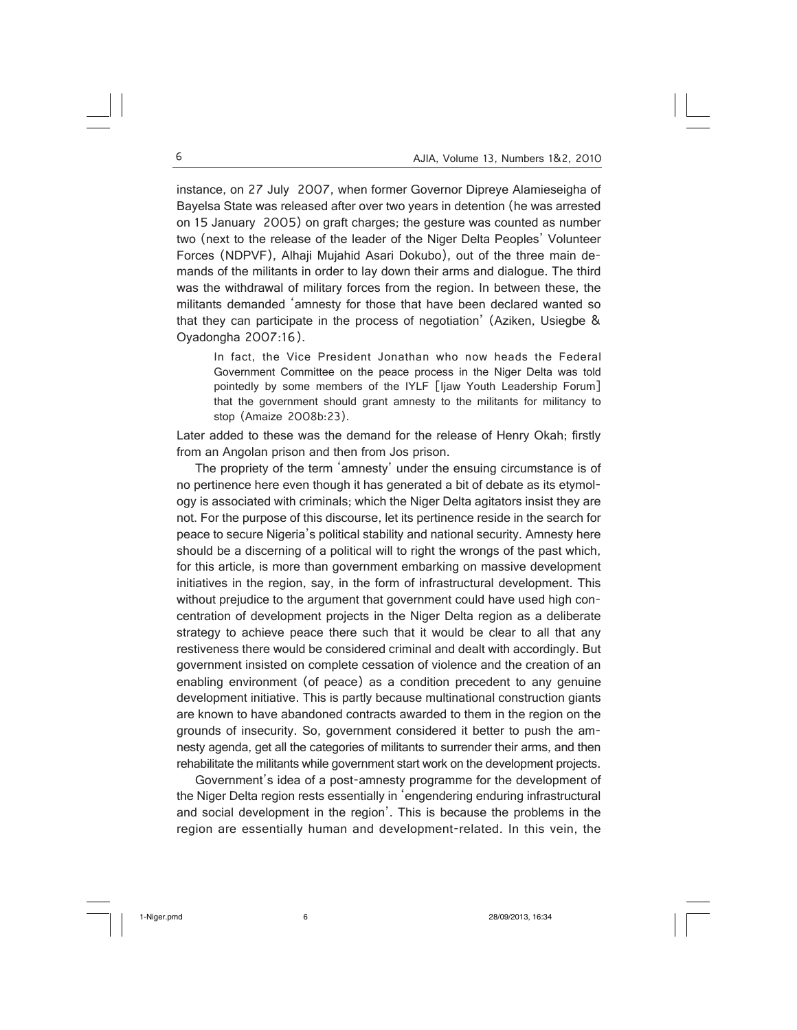instance, on 27 July 2007, when former Governor Dipreye Alamieseigha of Bayelsa State was released after over two years in detention (he was arrested on 15 January 2005) on graft charges; the gesture was counted as number two (next to the release of the leader of the Niger Delta Peoples' Volunteer Forces (NDPVF), Alhaji Mujahid Asari Dokubo), out of the three main demands of the militants in order to lay down their arms and dialogue. The third was the withdrawal of military forces from the region. In between these, the militants demanded 'amnesty for those that have been declared wanted so that they can participate in the process of negotiation' (Aziken, Usiegbe & Oyadongha 2007:16).

> In fact, the Vice President Jonathan who now heads the Federal Government Committee on the peace process in the Niger Delta was told pointedly by some members of the IYLF [Ijaw Youth Leadership Forum] that the government should grant amnesty to the militants for militancy to stop (Amaize 2008b:23).

Later added to these was the demand for the release of Henry Okah; firstly from an Angolan prison and then from Jos prison.

The propriety of the term 'amnesty' under the ensuing circumstance is of no pertinence here even though it has generated a bit of debate as its etymology is associated with criminals; which the Niger Delta agitators insist they are not. For the purpose of this discourse, let its pertinence reside in the search for peace to secure Nigeria's political stability and national security. Amnesty here should be a discerning of a political will to right the wrongs of the past which, for this article, is more than government embarking on massive development initiatives in the region, say, in the form of infrastructural development. This without prejudice to the argument that government could have used high concentration of development projects in the Niger Delta region as a deliberate strategy to achieve peace there such that it would be clear to all that any restiveness there would be considered criminal and dealt with accordingly. But government insisted on complete cessation of violence and the creation of an enabling environment (of peace) as a condition precedent to any genuine development initiative. This is partly because multinational construction giants are known to have abandoned contracts awarded to them in the region on the grounds of insecurity. So, government considered it better to push the amnesty agenda, get all the categories of militants to surrender their arms, and then rehabilitate the militants while government start work on the development projects.

Government's idea of a post-amnesty programme for the development of the Niger Delta region rests essentially in 'engendering enduring infrastructural and social development in the region'. This is because the problems in the region are essentially human and development-related. In this vein, the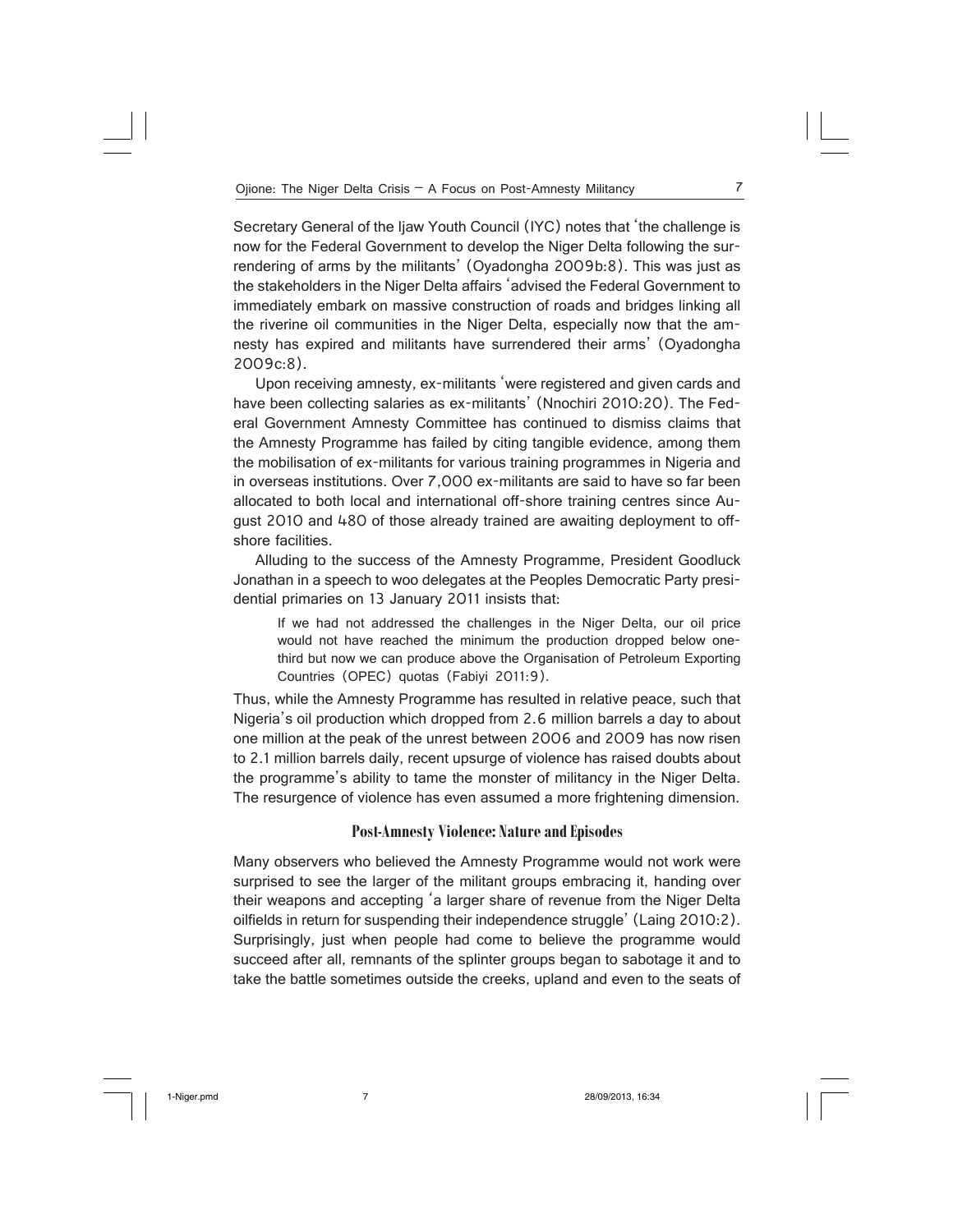Secretary General of the Ijaw Youth Council (IYC) notes that 'the challenge is now for the Federal Government to develop the Niger Delta following the surrendering of arms by the militants' (Oyadongha 2009b:8). This was just as the stakeholders in the Niger Delta affairs 'advised the Federal Government to immediately embark on massive construction of roads and bridges linking all the riverine oil communities in the Niger Delta, especially now that the amnesty has expired and militants have surrendered their arms' (Oyadongha 2009c:8).

Upon receiving amnesty, ex-militants 'were registered and given cards and have been collecting salaries as ex-militants' (Nnochiri 2010:20). The Federal Government Amnesty Committee has continued to dismiss claims that the Amnesty Programme has failed by citing tangible evidence, among them the mobilisation of ex-militants for various training programmes in Nigeria and in overseas institutions. Over 7,000 ex-militants are said to have so far been allocated to both local and international off-shore training centres since August 2010 and 480 of those already trained are awaiting deployment to offshore facilities.

Alluding to the success of the Amnesty Programme, President Goodluck Jonathan in a speech to woo delegates at the Peoples Democratic Party presidential primaries on 13 January 2011 insists that:

> If we had not addressed the challenges in the Niger Delta, our oil price would not have reached the minimum the production dropped below one-third but now we can produce above the Organisation of Petroleum Exporting Countries (OPEC) quotas (Fabiyi 2011:9).

Thus, while the Amnesty Programme has resulted in relative peace, such that Nigeria's oil production which dropped from 2.6 million barrels a day to about one million at the peak of the unrest between 2006 and 2009 has now risen to 2.1 million barrels daily, recent upsurge of violence has raised doubts about the programme's ability to tame the monster of militancy in the Niger Delta. The resurgence of violence has even assumed a more frightening dimension.

## Post-Amnesty Violence: Nature and Episodes

Many observers who believed the Amnesty Programme would not work were surprised to see the larger of the militant groups embracing it, handing over their weapons and accepting 'a larger share of revenue from the Niger Delta oilfields in return for suspending their independence struggle' (Laing 2010:2). Surprisingly, just when people had come to believe the programme would succeed after all, remnants of the splinter groups began to sabotage it and to take the battle sometimes outside the creeks, upland and even to the seats of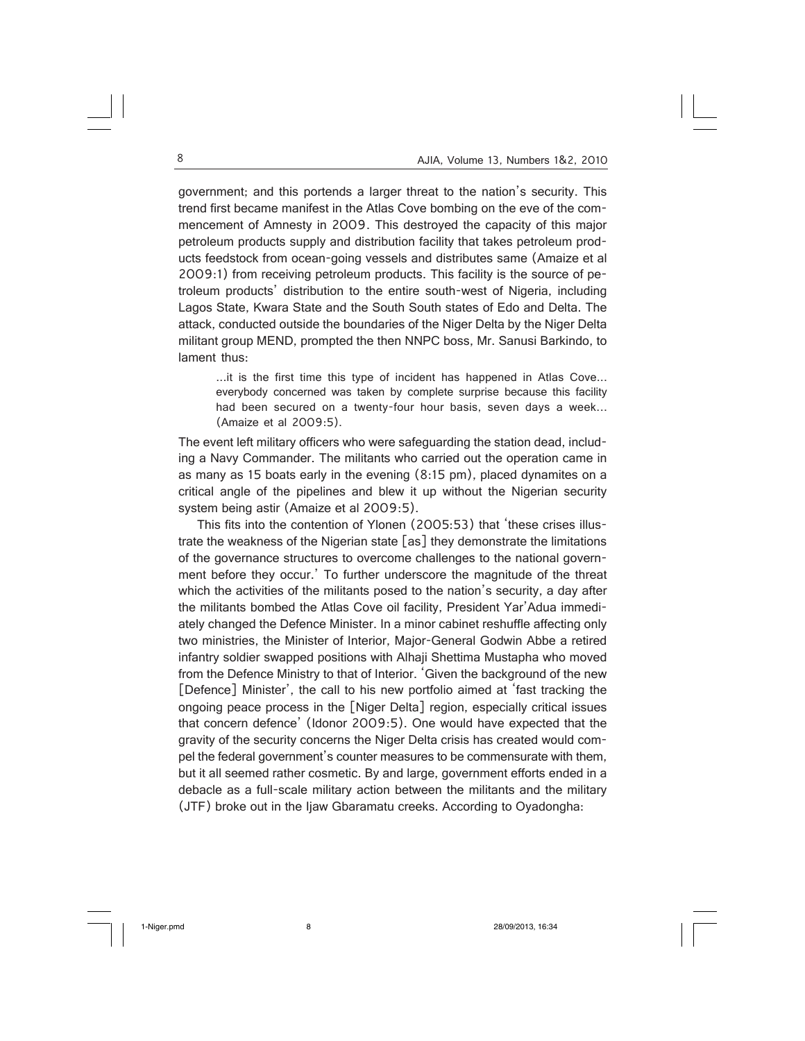government; and this portends a larger threat to the nation's security. This trend first became manifest in the Atlas Cove bombing on the eve of the commencement of Amnesty in 2009. This destroyed the capacity of this major petroleum products supply and distribution facility that takes petroleum products feedstock from ocean-going vessels and distributes same (Amaize et al 2009:1) from receiving petroleum products. This facility is the source of petroleum products' distribution to the entire south-west of Nigeria, including Lagos State, Kwara State and the South South states of Edo and Delta. The attack, conducted outside the boundaries of the Niger Delta by the Niger Delta militant group MEND, prompted the then NNPC boss, Mr. Sanusi Barkindo, to lament thus:

> ...it is the first time this type of incident has happened in Atlas Cove... everybody concerned was taken by complete surprise because this facility had been secured on a twenty-four hour basis, seven days a week... (Amaize et al 2009:5).

The event left military officers who were safeguarding the station dead, including a Navy Commander. The militants who carried out the operation came in as many as 15 boats early in the evening (8:15 pm), placed dynamites on a critical angle of the pipelines and blew it up without the Nigerian security system being astir (Amaize et al 2009:5).

This fits into the contention of Ylonen (2005:53) that 'these crises illustrate the weakness of the Nigerian state [as] they demonstrate the limitations of the governance structures to overcome challenges to the national government before they occur.' To further underscore the magnitude of the threat which the activities of the militants posed to the nation's security, a day after the militants bombed the Atlas Cove oil facility, President Yar'Adua immediately changed the Defence Minister. In a minor cabinet reshuffle affecting only two ministries, the Minister of Interior, Major-General Godwin Abbe a retired infantry soldier swapped positions with Alhaji Shettima Mustapha who moved from the Defence Ministry to that of Interior. 'Given the background of the new [Defence] Minister', the call to his new portfolio aimed at 'fast tracking the ongoing peace process in the [Niger Delta] region, especially critical issues that concern defence' (Idonor 2009:5). One would have expected that the gravity of the security concerns the Niger Delta crisis has created would compel the federal government's counter measures to be commensurate with them, but it all seemed rather cosmetic. By and large, government efforts ended in a debacle as a full-scale military action between the militants and the military (JTF) broke out in the Ijaw Gbaramatu creeks. According to Oyadongha: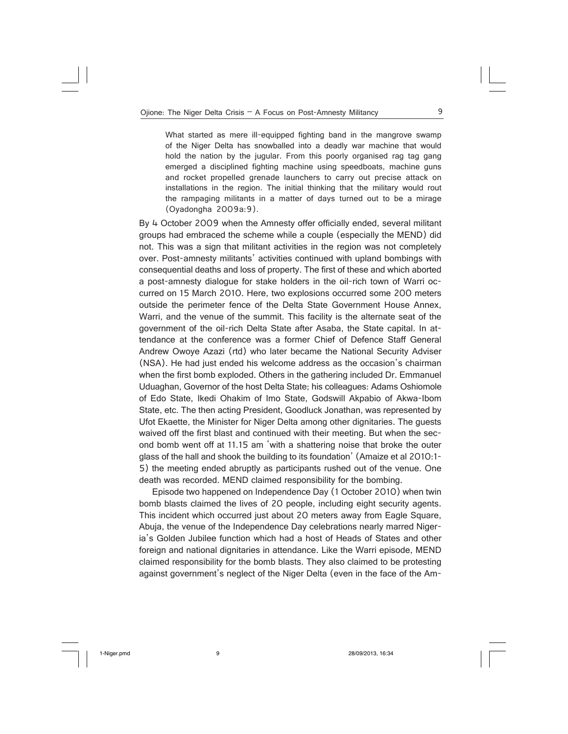> What started as mere ill-equipped fighting band in the mangrove swamp of the Niger Delta has snowballed into a deadly war machine that would hold the nation by the jugular. From this poorly organised rag tag gang emerged a disciplined fighting machine using speedboats, machine guns and rocket propelled grenade launchers to carry out precise attack on installations in the region. The initial thinking that the military would rout the rampaging militants in a matter of days turned out to be a mirage (Oyadongha 2009a:9).

By 4 October 2009 when the Amnesty offer officially ended, several militant groups had embraced the scheme while a couple (especially the MEND) did not. This was a sign that militant activities in the region was not completely over. Post-amnesty militants' activities continued with upland bombings with consequential deaths and loss of property. The first of these and which aborted a post-amnesty dialogue for stake holders in the oil-rich town of Warri occurred on 15 March 2010. Here, two explosions occurred some 200 meters outside the perimeter fence of the Delta State Government House Annex, Warri, and the venue of the summit. This facility is the alternate seat of the government of the oil-rich Delta State after Asaba, the State capital. In attendance at the conference was a former Chief of Defence Staff General Andrew Owoye Azazi (rtd) who later became the National Security Adviser (NSA). He had just ended his welcome address as the occasion's chairman when the first bomb exploded. Others in the gathering included Dr. Emmanuel Uduaghan, Governor of the host Delta State; his colleagues: Adams Oshiomole of Edo State, Ikedi Ohakim of Imo State, Godswill Akpabio of Akwa-Ibom State, etc. The then acting President, Goodluck Jonathan, was represented by Ufot Ekaette, the Minister for Niger Delta among other dignitaries. The guests waived off the first blast and continued with their meeting. But when the second bomb went off at 11.15 am 'with a shattering noise that broke the outer glass of the hall and shook the building to its foundation' (Amaize et al 2010:1-5) the meeting ended abruptly as participants rushed out of the venue. One death was recorded. MEND claimed responsibility for the bombing.

Episode two happened on Independence Day (1 October 2010) when twin bomb blasts claimed the lives of 20 people, including eight security agents. This incident which occurred just about 20 meters away from Eagle Square, Abuja, the venue of the Independence Day celebrations nearly marred Nigeria's Golden Jubilee function which had a host of Heads of States and other foreign and national dignitaries in attendance. Like the Warri episode, MEND claimed responsibility for the bomb blasts. They also claimed to be protesting against government's neglect of the Niger Delta (even in the face of the Am-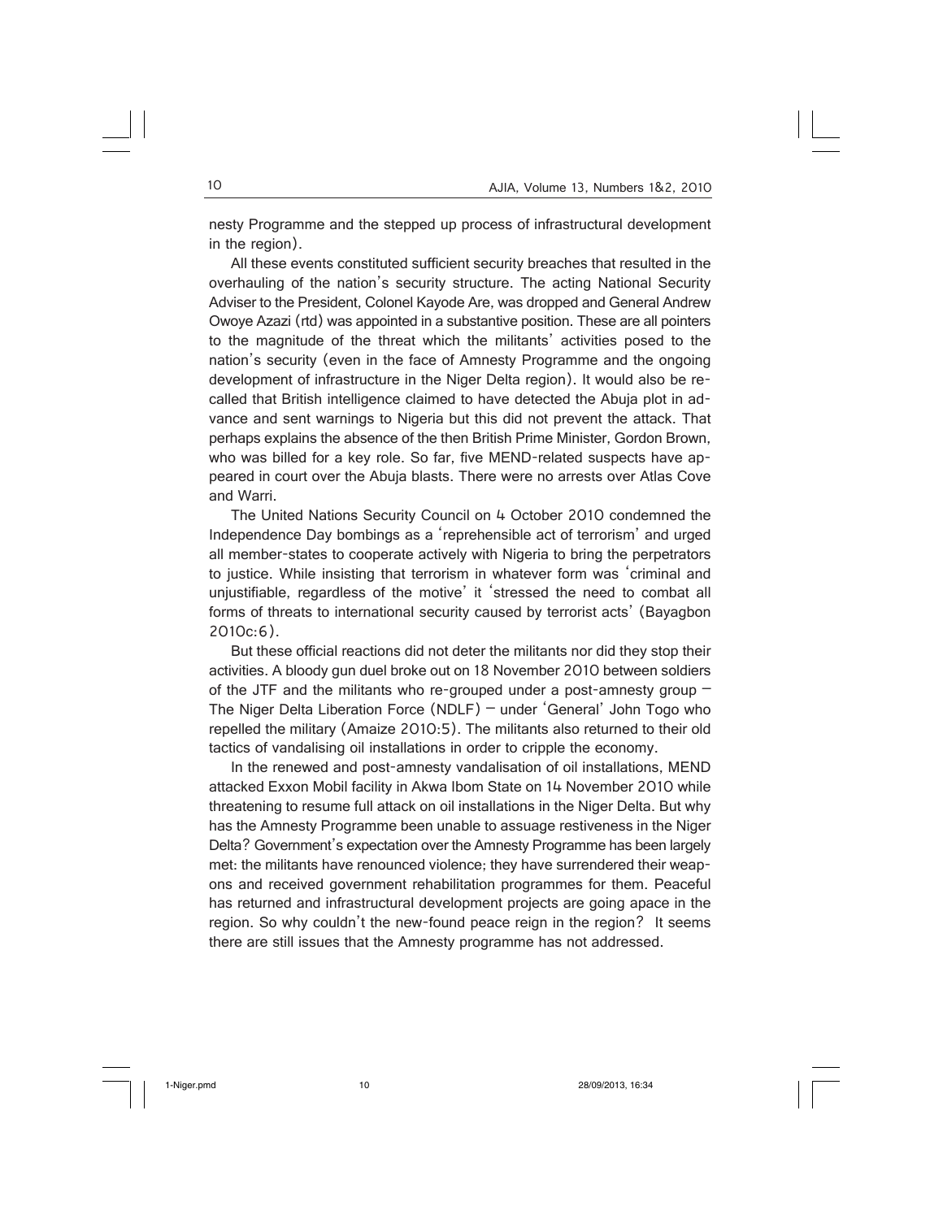nesty Programme and the stepped up process of infrastructural development in the region).

All these events constituted sufficient security breaches that resulted in the overhauling of the nation's security structure. The acting National Security Adviser to the President, Colonel Kayode Are, was dropped and General Andrew Owoye Azazi (rtd) was appointed in a substantive position. These are all pointers to the magnitude of the threat which the militants' activities posed to the nation's security (even in the face of Amnesty Programme and the ongoing development of infrastructure in the Niger Delta region). It would also be recalled that British intelligence claimed to have detected the Abuja plot in advance and sent warnings to Nigeria but this did not prevent the attack. That perhaps explains the absence of the then British Prime Minister, Gordon Brown, who was billed for a key role. So far, five MEND-related suspects have appeared in court over the Abuja blasts. There were no arrests over Atlas Cove and Warri.

The United Nations Security Council on 4 October 2010 condemned the Independence Day bombings as a 'reprehensible act of terrorism' and urged all member-states to cooperate actively with Nigeria to bring the perpetrators to justice. While insisting that terrorism in whatever form was 'criminal and unjustifiable, regardless of the motive' it 'stressed the need to combat all forms of threats to international security caused by terrorist acts' (Bayagbon 2010c:6).

But these official reactions did not deter the militants nor did they stop their activities. A bloody gun duel broke out on 18 November 2010 between soldiers of the JTF and the militants who re-grouped under a post-amnesty group – The Niger Delta Liberation Force (NDLF) – under 'General' John Togo who repelled the military (Amaize 2010:5). The militants also returned to their old tactics of vandalising oil installations in order to cripple the economy.

In the renewed and post-amnesty vandalisation of oil installations, MEND attacked Exxon Mobil facility in Akwa Ibom State on 14 November 2010 while threatening to resume full attack on oil installations in the Niger Delta. But why has the Amnesty Programme been unable to assuage restiveness in the Niger Delta? Government's expectation over the Amnesty Programme has been largely met: the militants have renounced violence; they have surrendered their weapons and received government rehabilitation programmes for them. Peaceful has returned and infrastructural development projects are going apace in the region. So why couldn't the new-found peace reign in the region? It seems there are still issues that the Amnesty programme has not addressed.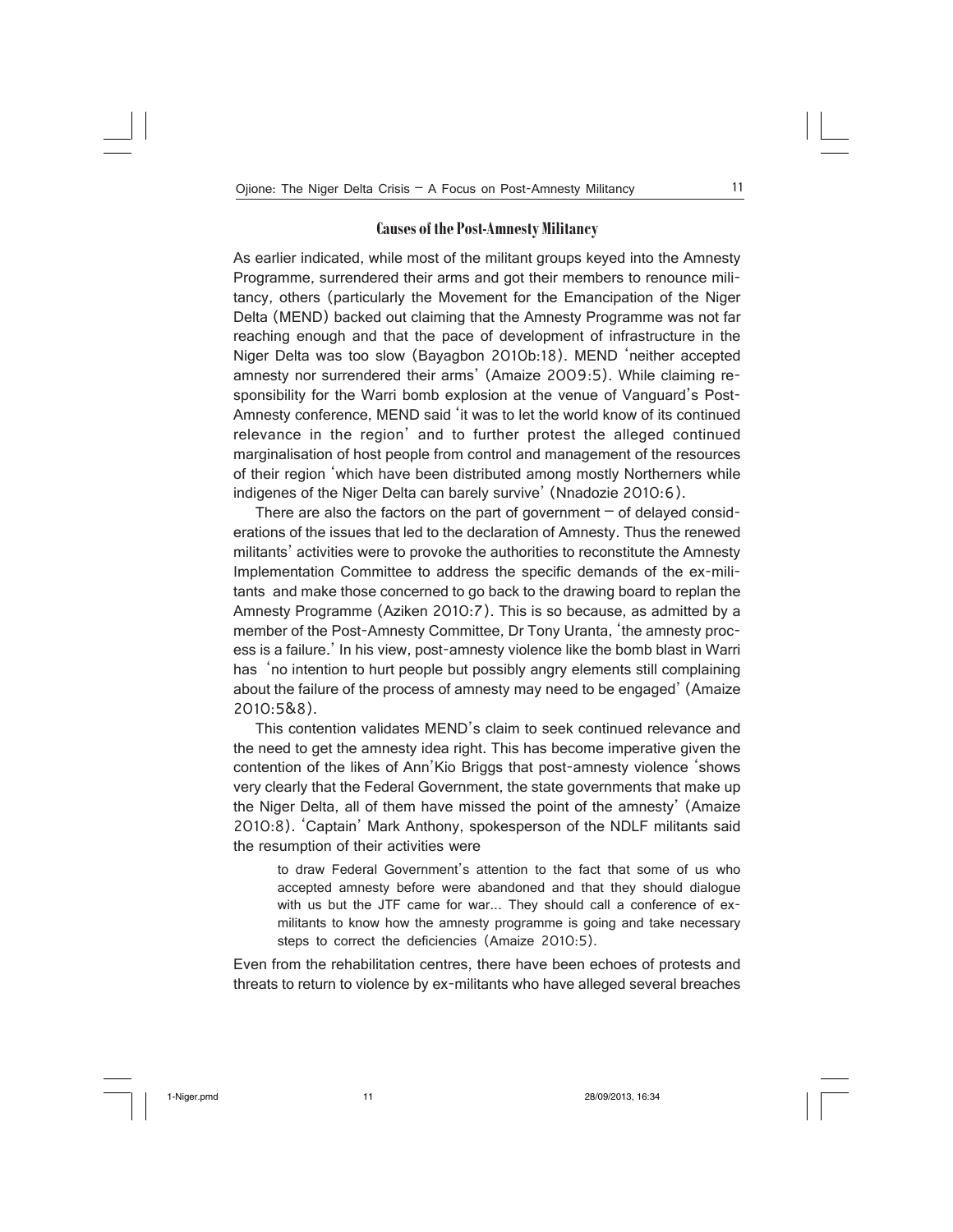## Causes of the Post-Amnesty Militancy

As earlier indicated, while most of the militant groups keyed into the Amnesty Programme, surrendered their arms and got their members to renounce militancy, others (particularly the Movement for the Emancipation of the Niger Delta (MEND) backed out claiming that the Amnesty Programme was not far reaching enough and that the pace of development of infrastructure in the Niger Delta was too slow (Bayagbon 2010b:18). MEND 'neither accepted amnesty nor surrendered their arms' (Amaize 2009:5). While claiming responsibility for the Warri bomb explosion at the venue of Vanguard's Post-Amnesty conference, MEND said 'it was to let the world know of its continued relevance in the region' and to further protest the alleged continued marginalisation of host people from control and management of the resources of their region 'which have been distributed among mostly Northerners while indigenes of the Niger Delta can barely survive' (Nnadozie 2010:6).

There are also the factors on the part of government – of delayed considerations of the issues that led to the declaration of Amnesty. Thus the renewed militants' activities were to provoke the authorities to reconstitute the Amnesty Implementation Committee to address the specific demands of the ex-militants and make those concerned to go back to the drawing board to replan the Amnesty Programme (Aziken 2010:7). This is so because, as admitted by a member of the Post-Amnesty Committee, Dr Tony Uranta, 'the amnesty process is a failure.' In his view, post-amnesty violence like the bomb blast in Warri has 'no intention to hurt people but possibly angry elements still complaining about the failure of the process of amnesty may need to be engaged' (Amaize 2010:5&8).

This contention validates MEND's claim to seek continued relevance and the need to get the amnesty idea right. This has become imperative given the contention of the likes of Ann'Kio Briggs that post-amnesty violence 'shows very clearly that the Federal Government, the state governments that make up the Niger Delta, all of them have missed the point of the amnesty' (Amaize 2010:8). 'Captain' Mark Anthony, spokesperson of the NDLF militants said the resumption of their activities were

> to draw Federal Government's attention to the fact that some of us who accepted amnesty before were abandoned and that they should dialogue with us but the JTF came for war... They should call a conference of ex-militants to know how the amnesty programme is going and take necessary steps to correct the deficiencies (Amaize 2010:5).

Even from the rehabilitation centres, there have been echoes of protests and threats to return to violence by ex-militants who have alleged several breaches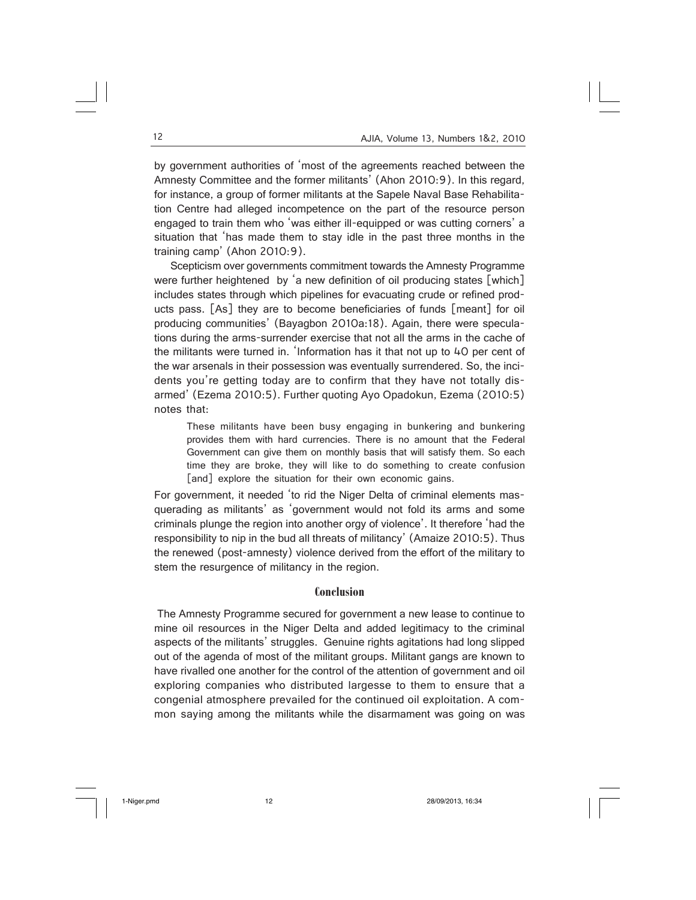by government authorities of 'most of the agreements reached between the Amnesty Committee and the former militants' (Ahon 2010:9). In this regard, for instance, a group of former militants at the Sapele Naval Base Rehabilitation Centre had alleged incompetence on the part of the resource person engaged to train them who 'was either ill-equipped or was cutting corners' a situation that 'has made them to stay idle in the past three months in the training camp' (Ahon 2010:9).

Scepticism over governments commitment towards the Amnesty Programme were further heightened by 'a new definition of oil producing states [which] includes states through which pipelines for evacuating crude or refined products pass. [As] they are to become beneficiaries of funds [meant] for oil producing communities' (Bayagbon 2010a:18). Again, there were speculations during the arms-surrender exercise that not all the arms in the cache of the militants were turned in. 'Information has it that not up to 40 per cent of the war arsenals in their possession was eventually surrendered. So, the incidents you're getting today are to confirm that they have not totally disarmed' (Ezema 2010:5). Further quoting Ayo Opadokun, Ezema (2010:5) notes that:

> These militants have been busy engaging in bunkering and bunkering provides them with hard currencies. There is no amount that the Federal Government can give them on monthly basis that will satisfy them. So each time they are broke, they will like to do something to create confusion [and] explore the situation for their own economic gains.

For government, it needed 'to rid the Niger Delta of criminal elements masquerading as militants' as 'government would not fold its arms and some criminals plunge the region into another orgy of violence'. It therefore 'had the responsibility to nip in the bud all threats of militancy' (Amaize 2010:5). Thus the renewed (post-amnesty) violence derived from the effort of the military to stem the resurgence of militancy in the region.

## Conclusion

The Amnesty Programme secured for government a new lease to continue to mine oil resources in the Niger Delta and added legitimacy to the criminal aspects of the militants' struggles. Genuine rights agitations had long slipped out of the agenda of most of the militant groups. Militant gangs are known to have rivalled one another for the control of the attention of government and oil exploring companies who distributed largesse to them to ensure that a congenial atmosphere prevailed for the continued oil exploitation. A common saying among the militants while the disarmament was going on was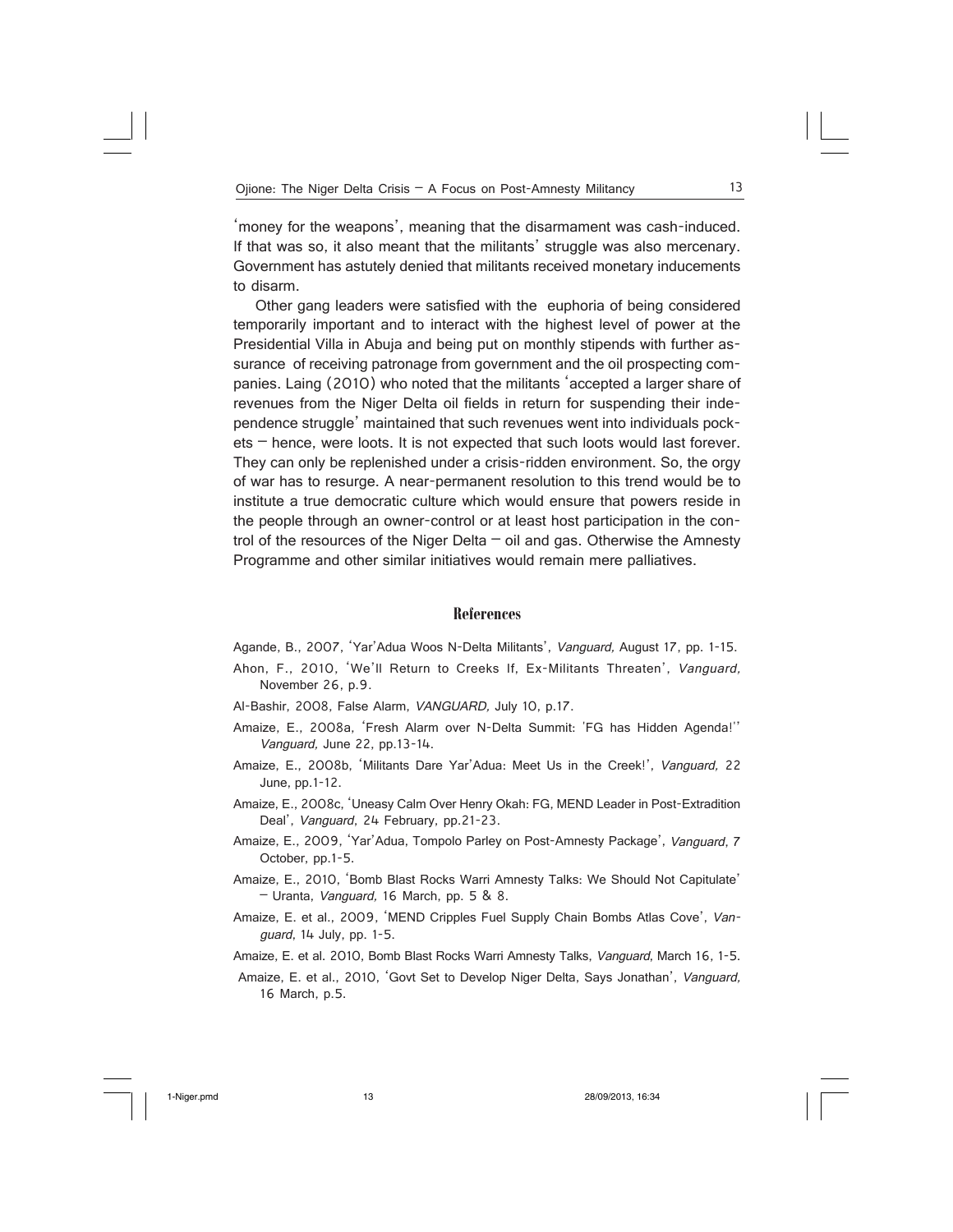'money for the weapons', meaning that the disarmament was cash-induced. If that was so, it also meant that the militants' struggle was also mercenary. Government has astutely denied that militants received monetary inducements to disarm.

Other gang leaders were satisfied with the euphoria of being considered temporarily important and to interact with the highest level of power at the Presidential Villa in Abuja and being put on monthly stipends with further assurance of receiving patronage from government and the oil prospecting companies. Laing (2010) who noted that the militants 'accepted a larger share of revenues from the Niger Delta oil fields in return for suspending their independence struggle' maintained that such revenues went into individuals pockets – hence, were loots. It is not expected that such loots would last forever. They can only be replenished under a crisis-ridden environment. So, the orgy of war has to resurge. A near-permanent resolution to this trend would be to institute a true democratic culture which would ensure that powers reside in the people through an owner-control or at least host participation in the control of the resources of the Niger Delta – oil and gas. Otherwise the Amnesty Programme and other similar initiatives would remain mere palliatives.

## References

Agande, B., 2007, 'Yar'Adua Woos N-Delta Militants', *Vanguard,* August 17, pp. 1-15.

Ahon, F., 2010, 'We'll Return to Creeks If, Ex-Militants Threaten', *Vanguard,* November 26, p.9.

Al-Bashir, 2008, False Alarm, *VANGUARD,* July 10, p.17.

Amaize, E., 2008a, 'Fresh Alarm over N-Delta Summit: 'FG has Hidden Agenda!'' *Vanguard,* June 22, pp.13-14.

Amaize, E., 2008b, 'Militants Dare Yar'Adua: Meet Us in the Creek!', *Vanguard,* 22 June, pp.1-12.

Amaize, E., 2008c, 'Uneasy Calm Over Henry Okah: FG, MEND Leader in Post-Extradition Deal', *Vanguard*, 24 February, pp.21-23.

Amaize, E., 2009, 'Yar'Adua, Tompolo Parley on Post-Amnesty Package', *Vanguard*, 7 October, pp.1-5.

Amaize, E., 2010, 'Bomb Blast Rocks Warri Amnesty Talks: We Should Not Capitulate' – Uranta, *Vanguard,* 16 March, pp. 5 & 8.

Amaize, E. et al., 2009, 'MEND Cripples Fuel Supply Chain Bombs Atlas Cove', *Vanguard*, 14 July, pp. 1-5.

Amaize, E. et al. 2010, Bomb Blast Rocks Warri Amnesty Talks, *Vanguard*, March 16, 1-5.

Amaize, E. et al., 2010, 'Govt Set to Develop Niger Delta, Says Jonathan', *Vanguard,* 16 March, p.5.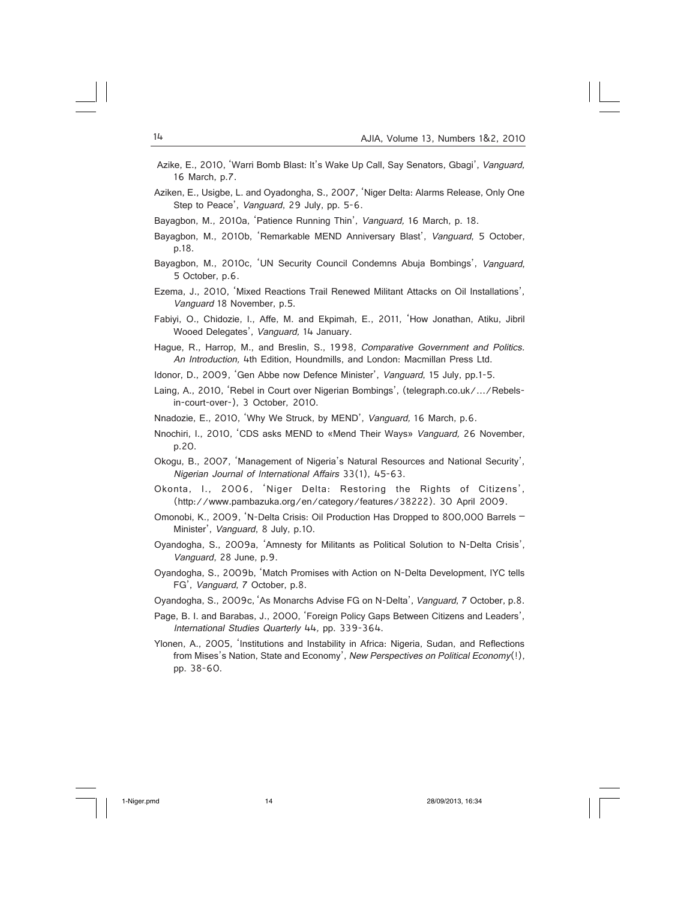Azike, E., 2010, 'Warri Bomb Blast: It's Wake Up Call, Say Senators, Gbagi', *Vanguard,* 16 March, p.7.

Aziken, E., Usigbe, L. and Oyadongha, S., 2007, 'Niger Delta: Alarms Release, Only One Step to Peace', *Vanguard*, 29 July, pp. 5-6.

Bayagbon, M., 2010a, 'Patience Running Thin', *Vanguard,* 16 March, p. 18.

Bayagbon, M., 2010b, 'Remarkable MEND Anniversary Blast', *Vanguard*, 5 October, p.18.

Bayagbon, M., 2010c, 'UN Security Council Condemns Abuja Bombings', *Vanguard*, 5 October, p.6.

Ezema, J., 2010, 'Mixed Reactions Trail Renewed Militant Attacks on Oil Installations', *Vanguard* 18 November, p.5.

Fabiyi, O., Chidozie, I., Affe, M. and Ekpimah, E., 2011, 'How Jonathan, Atiku, Jibril Wooed Delegates', *Vanguard,* 14 January.

Hague, R., Harrop, M., and Breslin, S., 1998, *Comparative Government and Politics. An Introduction,* 4th Edition, Houndmills, and London: Macmillan Press Ltd.

Idonor, D., 2009, 'Gen Abbe now Defence Minister', *Vanguard*, 15 July, pp.1-5.

Laing, A., 2010, 'Rebel in Court over Nigerian Bombings', (telegraph.co.uk/…/Rebels-in-court-over-), 3 October, 2010.

Nnadozie, E., 2010, 'Why We Struck, by MEND', *Vanguard,* 16 March, p.6.

Nnochiri, I., 2010, 'CDS asks MEND to «Mend Their Ways» *Vanguard,* 26 November, p.20.

Okogu, B., 2007, 'Management of Nigeria's Natural Resources and National Security', *Nigerian Journal of International Affairs* 33(1), 45-63.

Okonta, I., 2006, 'Niger Delta: Restoring the Rights of Citizens', (http://www.pambazuka.org/en/category/features/38222). 30 April 2009.

Omonobi, K., 2009, 'N-Delta Crisis: Oil Production Has Dropped to 800,000 Barrels – Minister', *Vanguard*, 8 July, p.10.

Oyandogha, S., 2009a, 'Amnesty for Militants as Political Solution to N-Delta Crisis', *Vanguard*, 28 June, p.9.

Oyandogha, S., 2009b, 'Match Promises with Action on N-Delta Development, IYC tells FG', *Vanguard*, 7 October, p.8.

Oyandogha, S., 2009c, 'As Monarchs Advise FG on N-Delta', *Vanguard*, 7 October, p.8.

Page, B. I. and Barabas, J., 2000, 'Foreign Policy Gaps Between Citizens and Leaders', *International Studies Quarterly* 44, pp. 339-364.

Ylonen, A., 2005, 'Institutions and Instability in Africa: Nigeria, Sudan, and Reflections from Mises's Nation, State and Economy', *New Perspectives on Political Economy*(!), pp. 38-60.